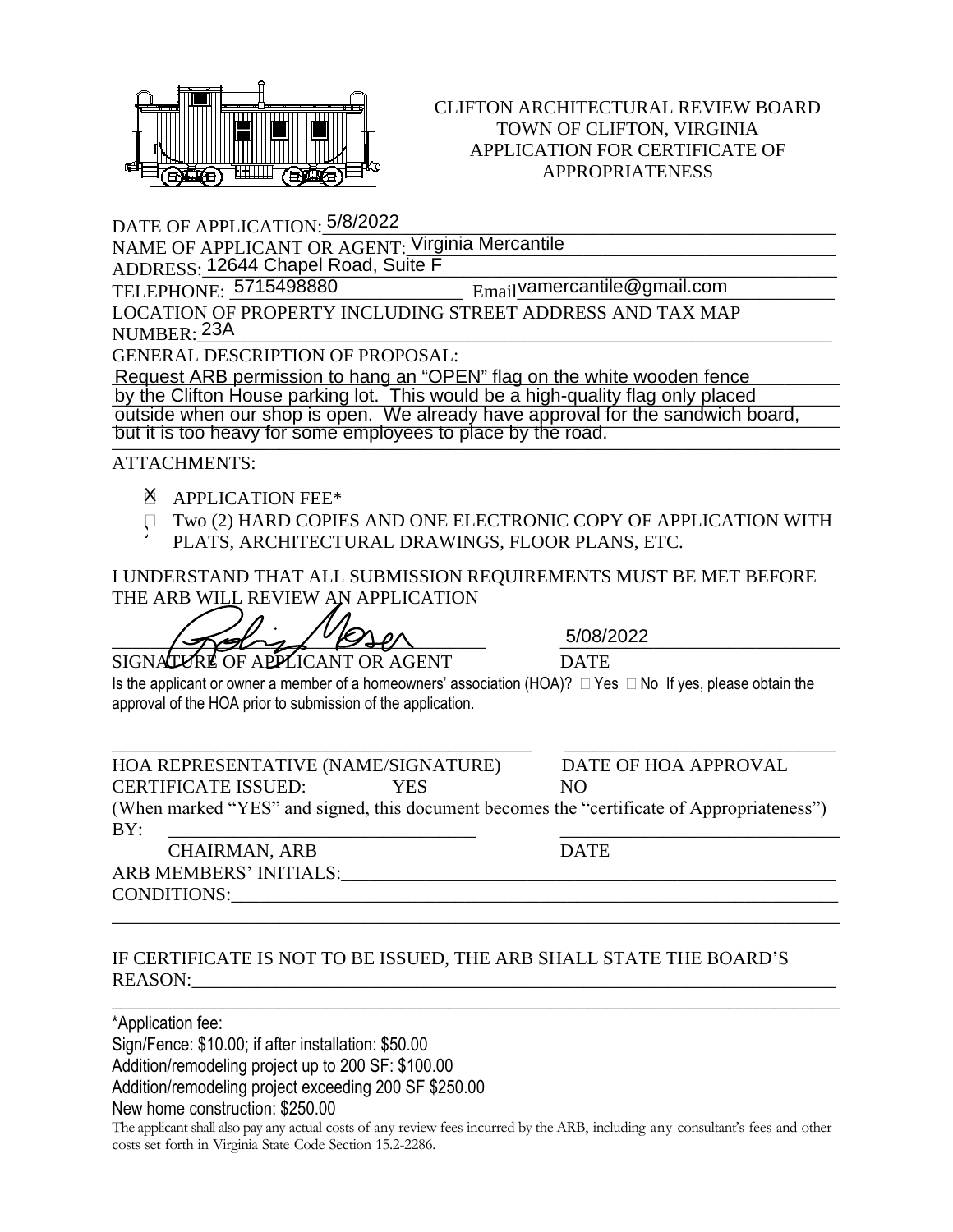CLIFTON ARCHITECTURAL REVIEW BOARD
TOWN OF CLIFTON, VIRGINIA
APPLICATION FOR CERTIFICATE OF APPROPRIATENESS

DATE OF APPLICATION: 5/8/2022

NAME OF APPLICANT OR AGENT: Virginia Mercantile

ADDRESS: 12644 Chapel Road, Suite F

TELEPHONE: 5715498880 Email vamercantile@gmail.com

LOCATION OF PROPERTY INCLUDING STREET ADDRESS AND TAX MAP NUMBER: 23A

GENERAL DESCRIPTION OF PROPOSAL:
Request ARB permission to hang an "OPEN" flag on the white wooden fence by the Clifton House parking lot. This would be a high-quality flag only placed outside when our shop is open. We already have approval for the sandwich board, but it is too heavy for some employees to place by the road.

ATTACHMENTS:

- X APPLICATION FEE*
- ☐ Two (2) HARD COPIES AND ONE ELECTRONIC COPY OF APPLICATION WITH PLATS, ARCHITECTURAL DRAWINGS, FLOOR PLANS, ETC.

I UNDERSTAND THAT ALL SUBMISSION REQUIREMENTS MUST BE MET BEFORE THE ARB WILL REVIEW AN APPLICATION

[Signature] 5/08/2022

SIGNATURE OF APPLICANT OR AGENT DATE

Is the applicant or owner a member of a homeowners' association (HOA)? ☐ Yes ☐ No If yes, please obtain the approval of the HOA prior to submission of the application.

_______________________________ _______________________

HOA REPRESENTATIVE (NAME/SIGNATURE) DATE OF HOA APPROVAL

CERTIFICATE ISSUED: YES NO

(When marked "YES" and signed, this document becomes the "certificate of Appropriateness")

BY: _______________________________ _______________________

CHAIRMAN, ARB DATE

ARB MEMBERS' INITIALS:_______________________________

CONDITIONS:_______________________________

IF CERTIFICATE IS NOT TO BE ISSUED, THE ARB SHALL STATE THE BOARD'S REASON:_______________________________

*Application fee:
Sign/Fence: $10.00; if after installation: $50.00
Addition/remodeling project up to 200 SF: $100.00
Addition/remodeling project exceeding 200 SF $250.00
New home construction: $250.00

The applicant shall also pay any actual costs of any review fees incurred by the ARB, including any consultant's fees and other costs set forth in Virginia State Code Section 15.2-2286.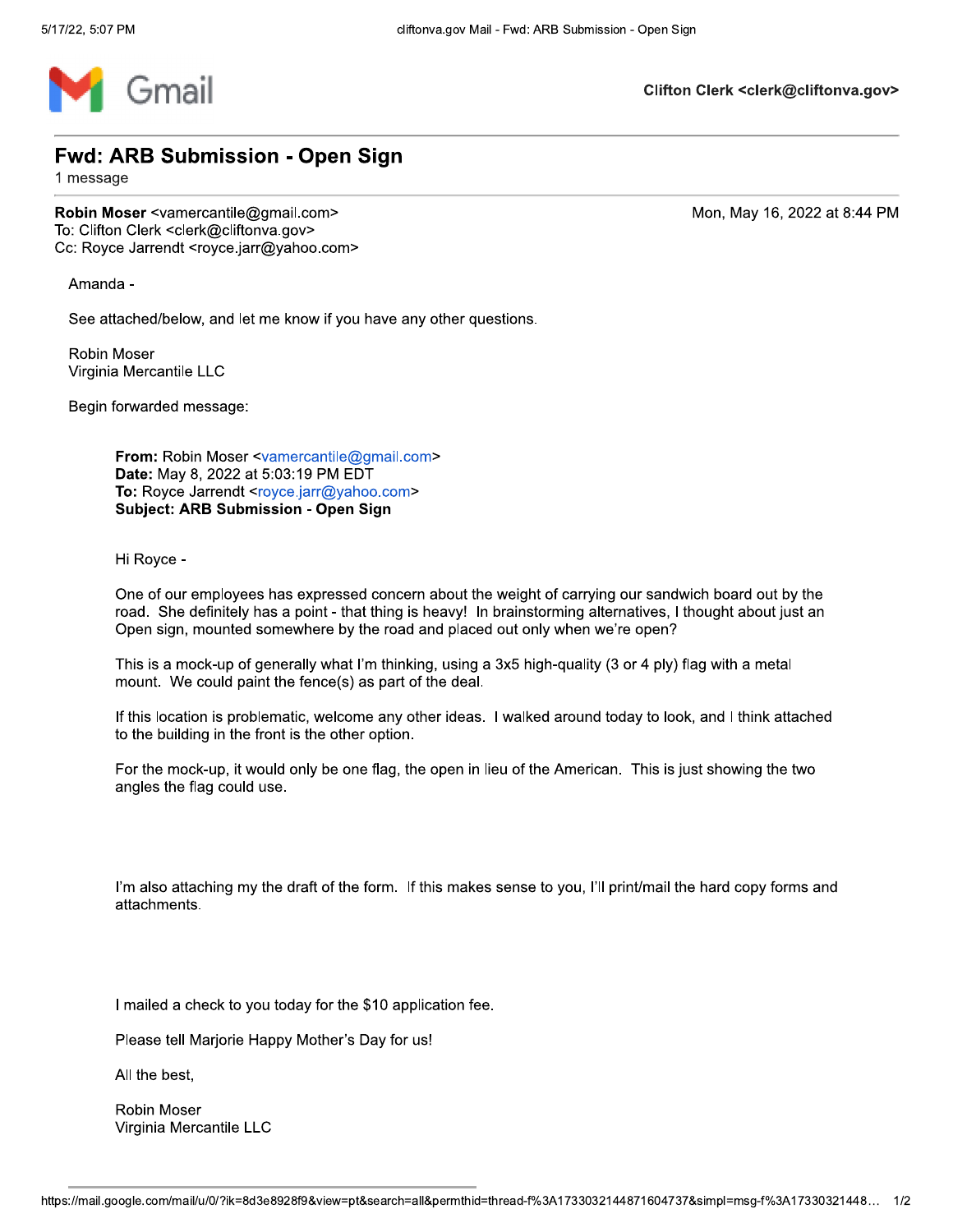Clifton Clerk <clerk@cliftonva.gov>

# Fwd: ARB Submission - Open Sign

1 message

**Robin Moser** <vamercantile@gmail.com>  
To: Clifton Clerk <clerk@cliftonva.gov>  
Cc: Royce Jarrendt <royce.jarr@yahoo.com>

Mon, May 16, 2022 at 8:44 PM

Amanda -

See attached/below, and let me know if you have any other questions.

Robin Moser  
Virginia Mercantile LLC

Begin forwarded message:

> **From:** Robin Moser <vamercantile@gmail.com>  
> **Date:** May 8, 2022 at 5:03:19 PM EDT  
> **To:** Royce Jarrendt <royce.jarr@yahoo.com>  
> **Subject: ARB Submission - Open Sign**
>
> Hi Royce -
>
> One of our employees has expressed concern about the weight of carrying our sandwich board out by the road. She definitely has a point - that thing is heavy! In brainstorming alternatives, I thought about just an Open sign, mounted somewhere by the road and placed out only when we're open?
>
> This is a mock-up of generally what I'm thinking, using a 3x5 high-quality (3 or 4 ply) flag with a metal mount. We could paint the fence(s) as part of the deal.
>
> If this location is problematic, welcome any other ideas. I walked around today to look, and I think attached to the building in the front is the other option.
>
> For the mock-up, it would only be one flag, the open in lieu of the American. This is just showing the two angles the flag could use.
>
> I'm also attaching my the draft of the form. If this makes sense to you, I'll print/mail the hard copy forms and attachments.
>
> I mailed a check to you today for the $10 application fee.
>
> Please tell Marjorie Happy Mother's Day for us!
>
> All the best,
>
> Robin Moser  
> Virginia Mercantile LLC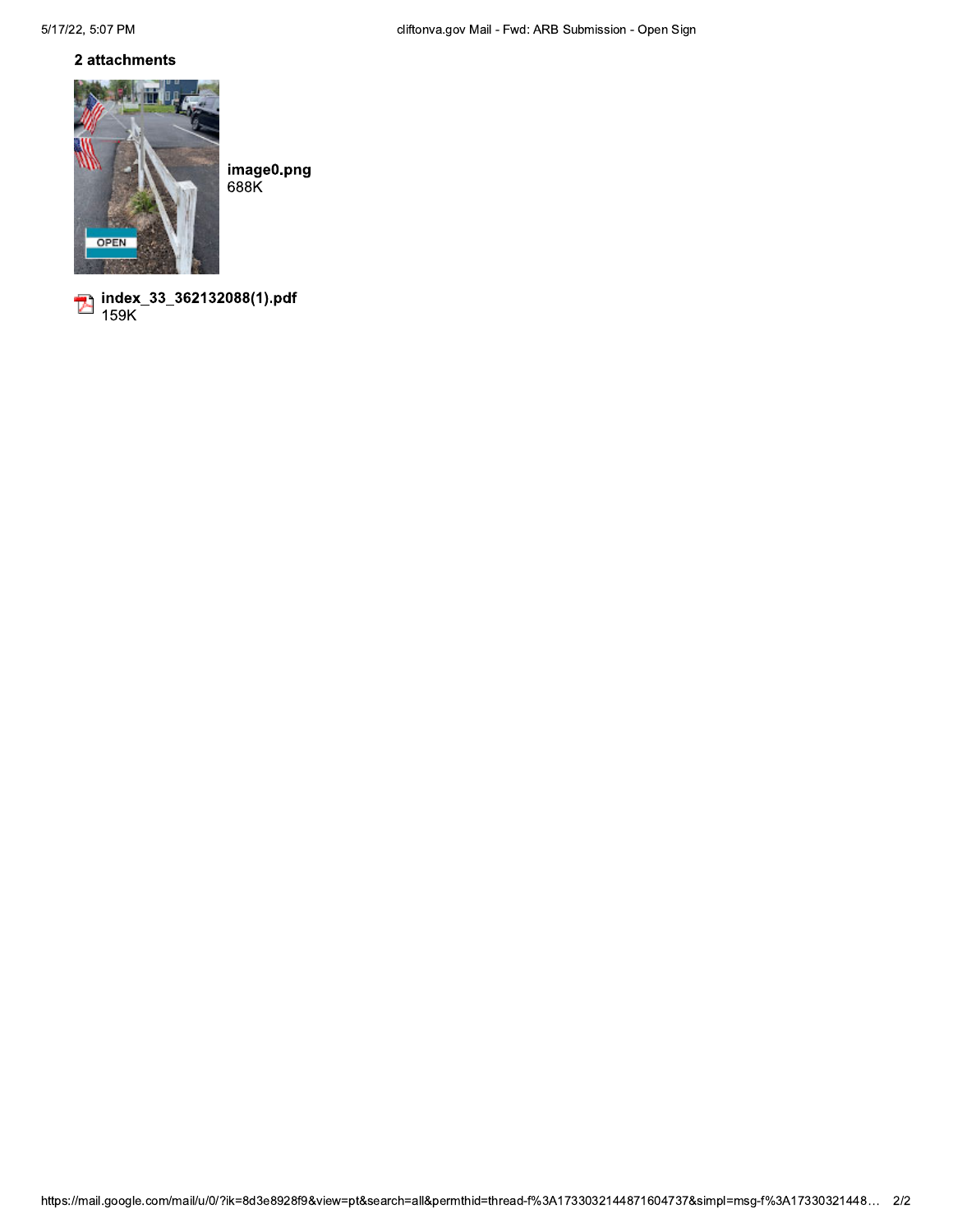**2 attachments**

**image0.png**
688K

**index_33_362132088(1).pdf**
159K